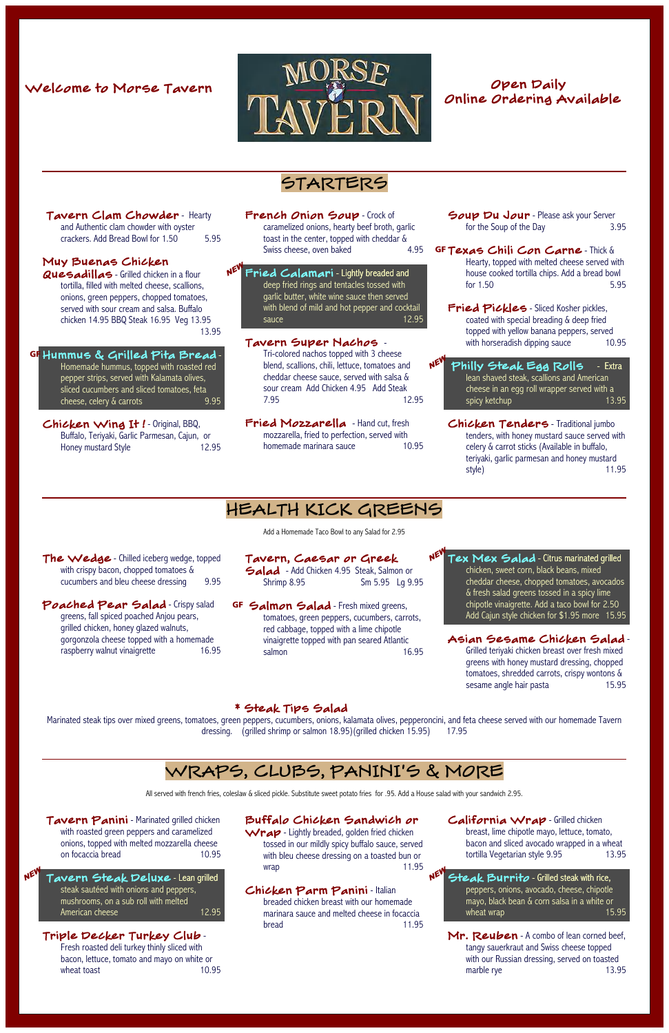Welcome to Morse Tavern

# MORSE TAVERN

Open Daily
Online Ordering Available

## STARTERS

**Tavern Clam Chowder** - Hearty and Authentic clam chowder with oyster crackers. Add Bread Bowl for 1.50 5.95

**Muy Buenas Chicken Quesadillas** - Grilled chicken in a flour tortilla, filled with melted cheese, scallions, onions, green peppers, chopped tomatoes, served with sour cream and salsa. Buffalo chicken 14.95 BBQ Steak 16.95 Veg 13.95 13.95

GF **Hummus & Grilled Pita Bread** - Homemade hummus, topped with roasted red pepper strips, served with Kalamata olives, sliced cucumbers and sliced tomatoes, feta cheese, celery & carrots 9.95

**Chicken Wing It !** - Original, BBQ, Buffalo, Teriyaki, Garlic Parmesan, Cajun, or Honey mustard Style 12.95

**French Onion Soup** - Crock of caramelized onions, hearty beef broth, garlic toast in the center, topped with cheddar & Swiss cheese, oven baked 4.95

NEW **Fried Calamari** - Lightly breaded and deep fried rings and tentacles tossed with garlic butter, white wine sauce then served with blend of mild and hot pepper and cocktail sauce 12.95

**Tavern Super Nachos** - Tri-colored nachos topped with 3 cheese blend, scallions, chili, lettuce, tomatoes and cheddar cheese sauce, served with salsa & sour cream Add Chicken 4.95 Add Steak 7.95 12.95

**Fried Mozzarella** - Hand cut, fresh mozzarella, fried to perfection, served with homemade marinara sauce 10.95

**Soup Du Jour** - Please ask your Server for the Soup of the Day 3.95

GF **Texas Chili Con Carne** - Thick & Hearty, topped with melted cheese served with house cooked tortilla chips. Add a bread bowl for 1.50 5.95

**Fried Pickles** - Sliced Kosher pickles, coated with special breading & deep fried topped with yellow banana peppers, served with horseradish dipping sauce 10.95

NEW **Philly Steak Egg Rolls** - Extra lean shaved steak, scallions and American cheese in an egg roll wrapper served with a spicy ketchup 13.95

**Chicken Tenders** - Traditional jumbo tenders, with honey mustard sauce served with celery & carrot sticks (Available in buffalo, teriyaki, garlic parmesan and honey mustard style) 11.95

## HEALTH KICK GREENS

Add a Homemade Taco Bowl to any Salad for 2.95

**The Wedge** - Chilled iceberg wedge, topped with crispy bacon, chopped tomatoes & cucumbers and bleu cheese dressing 9.95

**Poached Pear Salad** - Crispy salad greens, fall spiced poached Anjou pears, grilled chicken, honey glazed walnuts, gorgonzola cheese topped with a homemade raspberry walnut vinaigrette 16.95

**Tavern, Caesar or Greek Salad** - Add Chicken 4.95 Steak, Salmon or Shrimp 8.95 Sm 5.95 Lg 9.95

GF **Salmon Salad** - Fresh mixed greens, tomatoes, green peppers, cucumbers, carrots, red cabbage, topped with a lime chipotle vinaigrette topped with pan seared Atlantic salmon 16.95

NEW **Tex Mex Salad** - Citrus marinated grilled chicken, sweet corn, black beans, mixed cheddar cheese, chopped tomatoes, avocados & fresh salad greens tossed in a spicy lime chipotle vinaigrette. Add a taco bowl for 2.50 Add Cajun style chicken for $1.95 more 15.95

**Asian Sesame Chicken Salad** - Grilled teriyaki chicken breast over fresh mixed greens with honey mustard dressing, chopped tomatoes, shredded carrots, crispy wontons & sesame angle hair pasta 15.95

**\* Steak Tips Salad**
Marinated steak tips over mixed greens, tomatoes, green peppers, cucumbers, onions, kalamata olives, pepperoncini, and feta cheese served with our homemade Tavern dressing. (grilled shrimp or salmon 18.95)(grilled chicken 15.95) 17.95

## WRAPS, CLUBS, PANINI'S & MORE

All served with french fries, coleslaw & sliced pickle. Substitute sweet potato fries for .95. Add a House salad with your sandwich 2.95.

**Tavern Panini** - Marinated grilled chicken with roasted green peppers and caramelized onions, topped with melted mozzarella cheese on focaccia bread 10.95

NEW **Tavern Steak Deluxe** - Lean grilled steak sautéed with onions and peppers, mushrooms, on a sub roll with melted American cheese 12.95

**Triple Decker Turkey Club** - Fresh roasted deli turkey thinly sliced with bacon, lettuce, tomato and mayo on white or wheat toast 10.95

**Buffalo Chicken Sandwich or Wrap** - Lightly breaded, golden fried chicken tossed in our mildly spicy buffalo sauce, served with bleu cheese dressing on a toasted bun or wrap 11.95

**Chicken Parm Panini** - Italian breaded chicken breast with our homemade marinara sauce and melted cheese in focaccia bread 11.95

**California Wrap** - Grilled chicken breast, lime chipotle mayo, lettuce, tomato, bacon and sliced avocado wrapped in a wheat tortilla Vegetarian style 9.95 13.95

NEW **Steak Burrito** - Grilled steak with rice, peppers, onions, avocado, cheese, chipotle mayo, black bean & corn salsa in a white or wheat wrap 15.95

**Mr. Reuben** - A combo of lean corned beef, tangy sauerkraut and Swiss cheese topped with our Russian dressing, served on toasted marble rye 13.95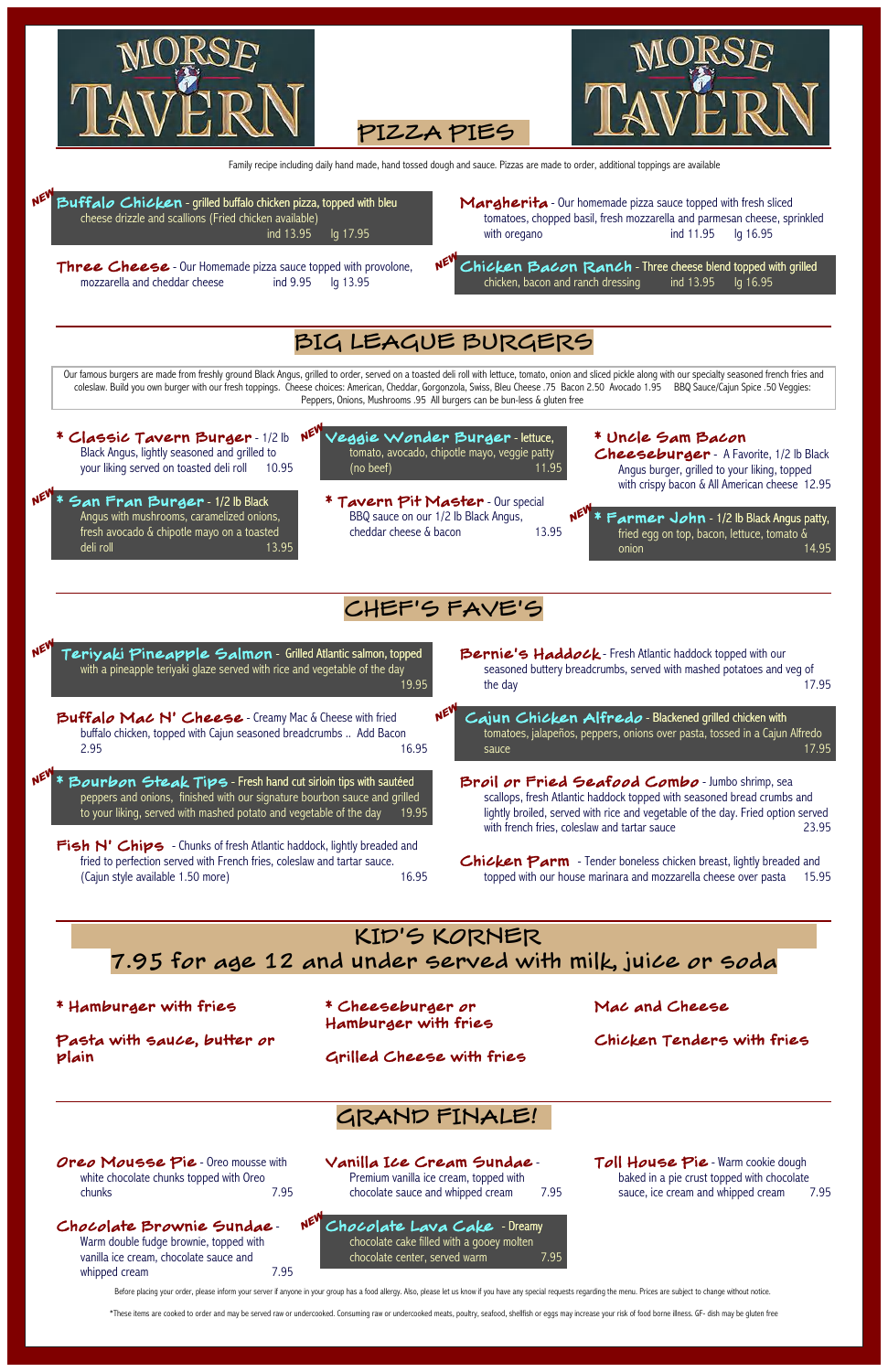MORSE TAVERN

# PIZZA PIES

Family recipe including daily hand made, hand tossed dough and sauce. Pizzas are made to order, additional toppings are available

NEW **Buffalo Chicken** - grilled buffalo chicken pizza, topped with bleu cheese drizzle and scallions (Fried chicken available) ind 13.95 lg 17.95

**Margherita** - Our homemade pizza sauce topped with fresh sliced tomatoes, chopped basil, fresh mozzarella and parmesan cheese, sprinkled with oregano ind 11.95 lg 16.95

**Three Cheese** - Our Homemade pizza sauce topped with provolone, mozzarella and cheddar cheese ind 9.95 lg 13.95

NEW **Chicken Bacon Ranch** - Three cheese blend topped with grilled chicken, bacon and ranch dressing ind 13.95 lg 16.95

# BIG LEAGUE BURGERS

Our famous burgers are made from freshly ground Black Angus, grilled to order, served on a toasted deli roll with lettuce, tomato, onion and sliced pickle along with our specialty seasoned french fries and coleslaw. Build you own burger with our fresh toppings. Cheese choices: American, Cheddar, Gorgonzola, Swiss, Bleu Cheese .75 Bacon 2.50 Avocado 1.95 BBQ Sauce/Cajun Spice .50 Veggies: Peppers, Onions, Mushrooms .95 All burgers can be bun-less & gluten free

**\* Classic Tavern Burger** - 1/2 lb Black Angus, lightly seasoned and grilled to your liking served on toasted deli roll 10.95

NEW **Veggie Wonder Burger** - lettuce, tomato, avocado, chipotle mayo, veggie patty (no beef) 11.95

**\* Uncle Sam Bacon Cheeseburger** - A Favorite, 1/2 lb Black Angus burger, grilled to your liking, topped with crispy bacon & All American cheese 12.95

NEW **\* San Fran Burger** - 1/2 lb Black Angus with mushrooms, caramelized onions, fresh avocado & chipotle mayo on a toasted deli roll 13.95

**\* Tavern Pit Master** - Our special BBQ sauce on our 1/2 lb Black Angus, cheddar cheese & bacon 13.95

NEW **\* Farmer John** - 1/2 lb Black Angus patty, fried egg on top, bacon, lettuce, tomato & onion 14.95

# CHEF'S FAVE'S

NEW **Teriyaki Pineapple Salmon** - Grilled Atlantic salmon, topped with a pineapple teriyaki glaze served with rice and vegetable of the day 19.95

**Bernie's Haddock** - Fresh Atlantic haddock topped with our seasoned buttery breadcrumbs, served with mashed potatoes and veg of the day 17.95

**Buffalo Mac N' Cheese** - Creamy Mac & Cheese with fried buffalo chicken, topped with Cajun seasoned breadcrumbs .. Add Bacon 2.95 16.95

NEW **Cajun Chicken Alfredo** - Blackened grilled chicken with tomatoes, jalapeños, peppers, onions over pasta, tossed in a Cajun Alfredo sauce 17.95

NEW **\* Bourbon Steak Tips** - Fresh hand cut sirloin tips with sautéed peppers and onions, finished with our signature bourbon sauce and grilled to your liking, served with mashed potato and vegetable of the day 19.95

**Broil or Fried Seafood Combo** - Jumbo shrimp, sea scallops, fresh Atlantic haddock topped with seasoned bread crumbs and lightly broiled, served with rice and vegetable of the day. Fried option served with french fries, coleslaw and tartar sauce 23.95

**Fish N' Chips** - Chunks of fresh Atlantic haddock, lightly breaded and fried to perfection served with French fries, coleslaw and tartar sauce. (Cajun style available 1.50 more) 16.95

**Chicken Parm** - Tender boneless chicken breast, lightly breaded and topped with our house marinara and mozzarella cheese over pasta 15.95

# KID'S KORNER

## 7.95 for age 12 and under served with milk, juice or soda

- **\* Hamburger with fries**
- **Pasta with sauce, butter or plain**
- **\* Cheeseburger or Hamburger with fries**
- **Grilled Cheese with fries**
- **Mac and Cheese**
- **Chicken Tenders with fries**

# GRAND FINALE!

**Oreo Mousse Pie** - Oreo mousse with white chocolate chunks topped with Oreo chunks 7.95

**Vanilla Ice Cream Sundae** - Premium vanilla ice cream, topped with chocolate sauce and whipped cream 7.95

**Toll House Pie** - Warm cookie dough baked in a pie crust topped with chocolate sauce, ice cream and whipped cream 7.95

**Chocolate Brownie Sundae** - Warm double fudge brownie, topped with vanilla ice cream, chocolate sauce and whipped cream 7.95

NEW **Chocolate Lava Cake** - Dreamy chocolate cake filled with a gooey molten chocolate center, served warm 7.95

Before placing your order, please inform your server if anyone in your group has a food allergy. Also, please let us know if you have any special requests regarding the menu. Prices are subject to change without notice.

\*These items are cooked to order and may be served raw or undercooked. Consuming raw or undercooked meats, poultry, seafood, shellfish or eggs may increase your risk of food borne illness. GF- dish may be gluten free